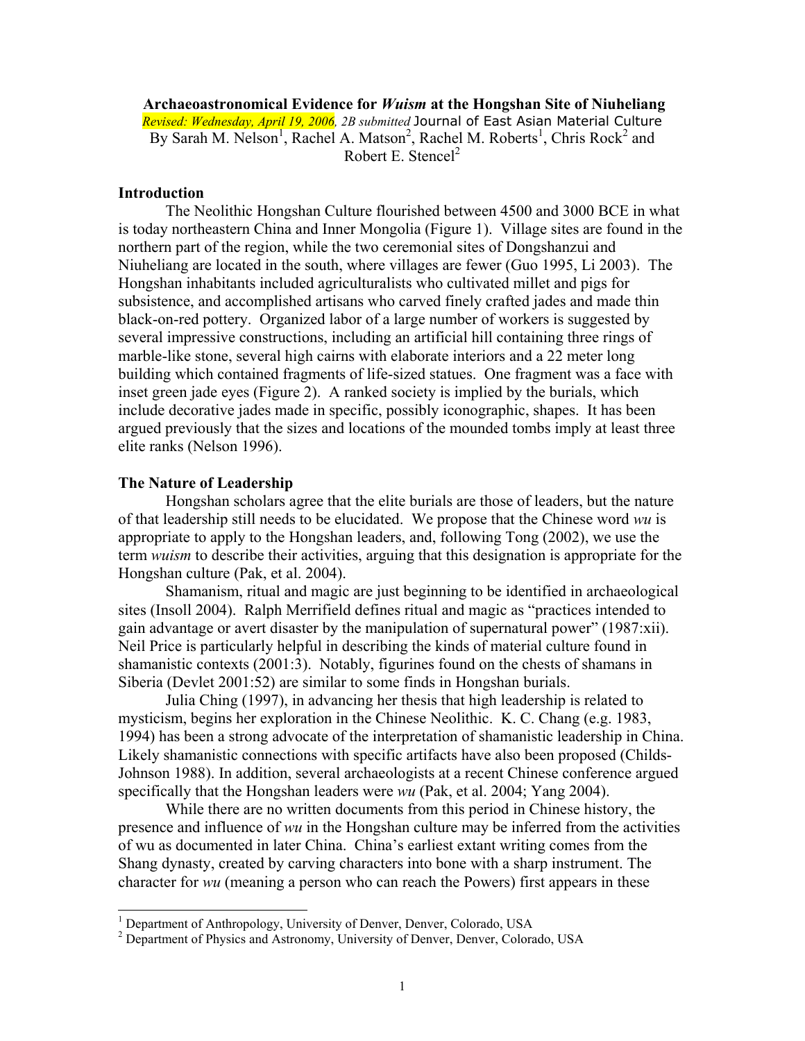**Archaeoastronomical Evidence for *Wuism* at the Hongshan Site of Niuheliang**

*Revised: Wednesday, April 19, 2006, 2B submitted* Journal of East Asian Material Culture

By Sarah M. Nelson[1], Rachel A. Matson[2], Rachel M. Roberts[1], Chris Rock[2] and Robert E. Stencel[2]

## Introduction

The Neolithic Hongshan Culture flourished between 4500 and 3000 BCE in what is today northeastern China and Inner Mongolia (Figure 1). Village sites are found in the northern part of the region, while the two ceremonial sites of Dongshanzui and Niuheliang are located in the south, where villages are fewer (Guo 1995, Li 2003). The Hongshan inhabitants included agriculturalists who cultivated millet and pigs for subsistence, and accomplished artisans who carved finely crafted jades and made thin black-on-red pottery. Organized labor of a large number of workers is suggested by several impressive constructions, including an artificial hill containing three rings of marble-like stone, several high cairns with elaborate interiors and a 22 meter long building which contained fragments of life-sized statues. One fragment was a face with inset green jade eyes (Figure 2). A ranked society is implied by the burials, which include decorative jades made in specific, possibly iconographic, shapes. It has been argued previously that the sizes and locations of the mounded tombs imply at least three elite ranks (Nelson 1996).

## The Nature of Leadership

Hongshan scholars agree that the elite burials are those of leaders, but the nature of that leadership still needs to be elucidated. We propose that the Chinese word *wu* is appropriate to apply to the Hongshan leaders, and, following Tong (2002), we use the term *wuism* to describe their activities, arguing that this designation is appropriate for the Hongshan culture (Pak, et al. 2004).

Shamanism, ritual and magic are just beginning to be identified in archaeological sites (Insoll 2004). Ralph Merrifield defines ritual and magic as "practices intended to gain advantage or avert disaster by the manipulation of supernatural power" (1987:xii). Neil Price is particularly helpful in describing the kinds of material culture found in shamanistic contexts (2001:3). Notably, figurines found on the chests of shamans in Siberia (Devlet 2001:52) are similar to some finds in Hongshan burials.

Julia Ching (1997), in advancing her thesis that high leadership is related to mysticism, begins her exploration in the Chinese Neolithic. K. C. Chang (e.g. 1983, 1994) has been a strong advocate of the interpretation of shamanistic leadership in China. Likely shamanistic connections with specific artifacts have also been proposed (Childs-Johnson 1988). In addition, several archaeologists at a recent Chinese conference argued specifically that the Hongshan leaders were *wu* (Pak, et al. 2004; Yang 2004).

While there are no written documents from this period in Chinese history, the presence and influence of *wu* in the Hongshan culture may be inferred from the activities of wu as documented in later China. China's earliest extant writing comes from the Shang dynasty, created by carving characters into bone with a sharp instrument. The character for *wu* (meaning a person who can reach the Powers) first appears in these

---

[1] Department of Anthropology, University of Denver, Denver, Colorado, USA

[2] Department of Physics and Astronomy, University of Denver, Denver, Colorado, USA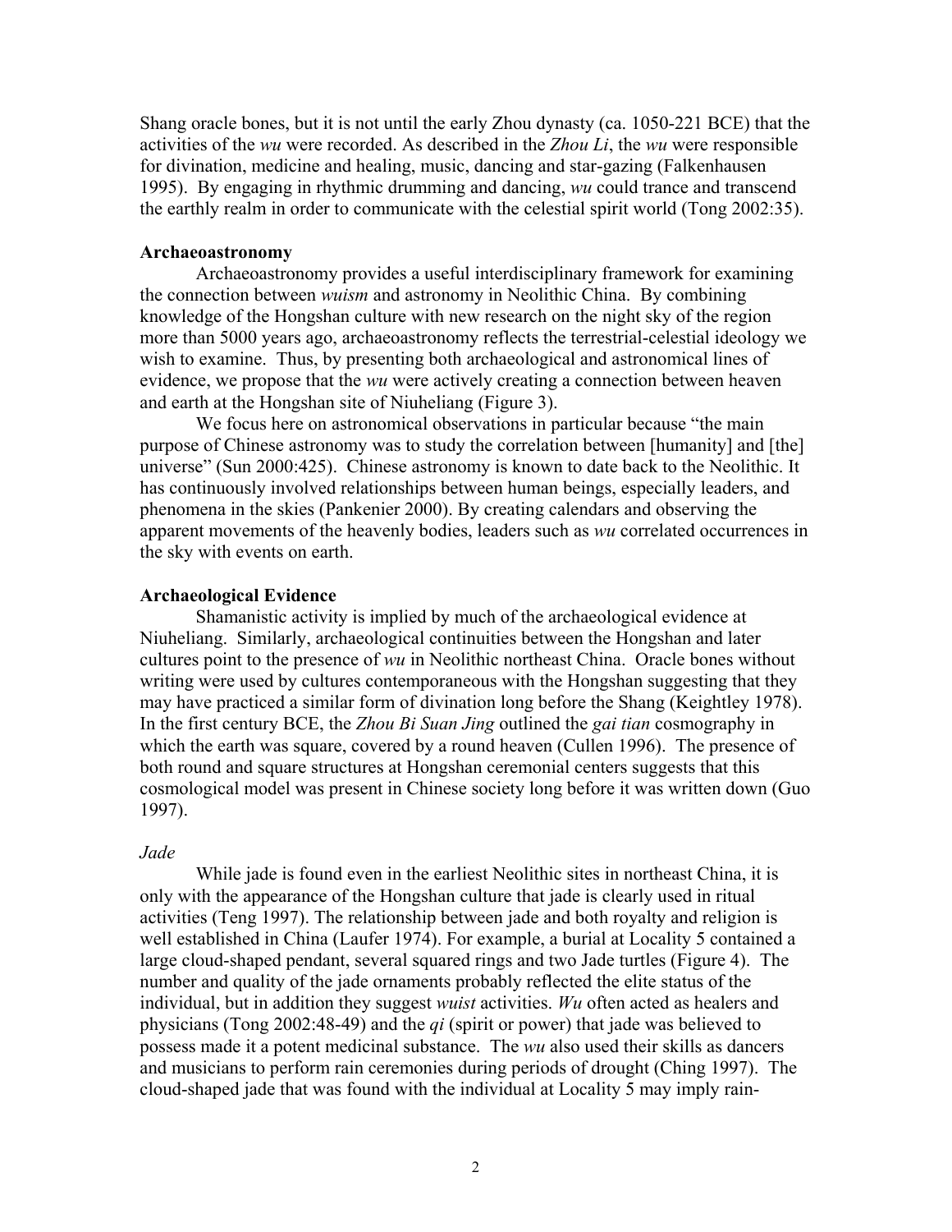Shang oracle bones, but it is not until the early Zhou dynasty (ca. 1050-221 BCE) that the activities of the *wu* were recorded. As described in the *Zhou Li*, the *wu* were responsible for divination, medicine and healing, music, dancing and star-gazing (Falkenhausen 1995). By engaging in rhythmic drumming and dancing, *wu* could trance and transcend the earthly realm in order to communicate with the celestial spirit world (Tong 2002:35).

**Archaeoastronomy**

Archaeoastronomy provides a useful interdisciplinary framework for examining the connection between *wuism* and astronomy in Neolithic China. By combining knowledge of the Hongshan culture with new research on the night sky of the region more than 5000 years ago, archaeoastronomy reflects the terrestrial-celestial ideology we wish to examine. Thus, by presenting both archaeological and astronomical lines of evidence, we propose that the *wu* were actively creating a connection between heaven and earth at the Hongshan site of Niuheliang (Figure 3).

We focus here on astronomical observations in particular because "the main purpose of Chinese astronomy was to study the correlation between [humanity] and [the] universe" (Sun 2000:425). Chinese astronomy is known to date back to the Neolithic. It has continuously involved relationships between human beings, especially leaders, and phenomena in the skies (Pankenier 2000). By creating calendars and observing the apparent movements of the heavenly bodies, leaders such as *wu* correlated occurrences in the sky with events on earth.

**Archaeological Evidence**

Shamanistic activity is implied by much of the archaeological evidence at Niuheliang. Similarly, archaeological continuities between the Hongshan and later cultures point to the presence of *wu* in Neolithic northeast China. Oracle bones without writing were used by cultures contemporaneous with the Hongshan suggesting that they may have practiced a similar form of divination long before the Shang (Keightley 1978). In the first century BCE, the *Zhou Bi Suan Jing* outlined the *gai tian* cosmography in which the earth was square, covered by a round heaven (Cullen 1996). The presence of both round and square structures at Hongshan ceremonial centers suggests that this cosmological model was present in Chinese society long before it was written down (Guo 1997).

*Jade*

While jade is found even in the earliest Neolithic sites in northeast China, it is only with the appearance of the Hongshan culture that jade is clearly used in ritual activities (Teng 1997). The relationship between jade and both royalty and religion is well established in China (Laufer 1974). For example, a burial at Locality 5 contained a large cloud-shaped pendant, several squared rings and two Jade turtles (Figure 4). The number and quality of the jade ornaments probably reflected the elite status of the individual, but in addition they suggest *wuist* activities. *Wu* often acted as healers and physicians (Tong 2002:48-49) and the *qi* (spirit or power) that jade was believed to possess made it a potent medicinal substance. The *wu* also used their skills as dancers and musicians to perform rain ceremonies during periods of drought (Ching 1997). The cloud-shaped jade that was found with the individual at Locality 5 may imply rain-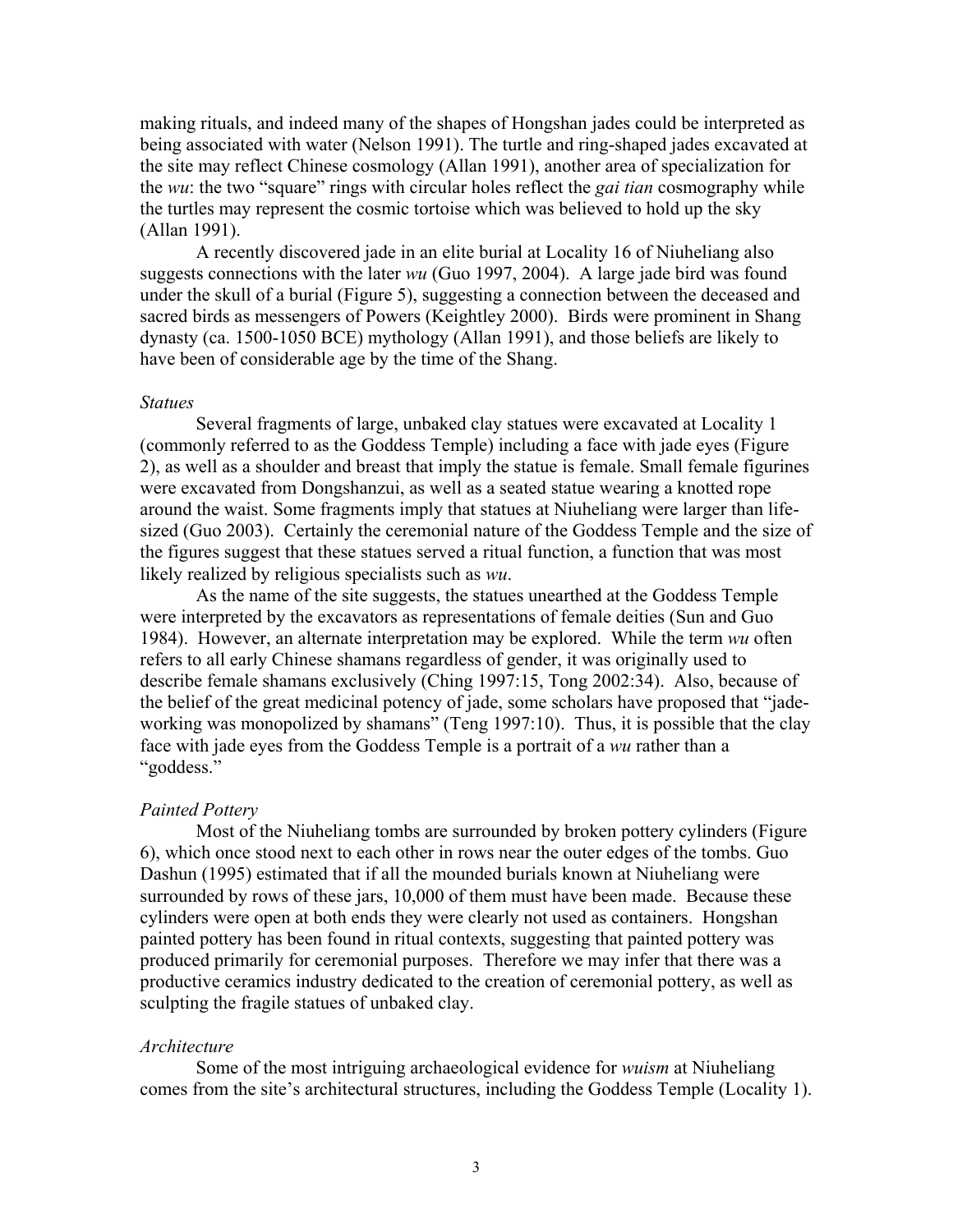making rituals, and indeed many of the shapes of Hongshan jades could be interpreted as being associated with water (Nelson 1991). The turtle and ring-shaped jades excavated at the site may reflect Chinese cosmology (Allan 1991), another area of specialization for the *wu*: the two "square" rings with circular holes reflect the *gai tian* cosmography while the turtles may represent the cosmic tortoise which was believed to hold up the sky (Allan 1991).

A recently discovered jade in an elite burial at Locality 16 of Niuheliang also suggests connections with the later *wu* (Guo 1997, 2004). A large jade bird was found under the skull of a burial (Figure 5), suggesting a connection between the deceased and sacred birds as messengers of Powers (Keightley 2000). Birds were prominent in Shang dynasty (ca. 1500-1050 BCE) mythology (Allan 1991), and those beliefs are likely to have been of considerable age by the time of the Shang.

*Statues*

Several fragments of large, unbaked clay statues were excavated at Locality 1 (commonly referred to as the Goddess Temple) including a face with jade eyes (Figure 2), as well as a shoulder and breast that imply the statue is female. Small female figurines were excavated from Dongshanzui, as well as a seated statue wearing a knotted rope around the waist. Some fragments imply that statues at Niuheliang were larger than life-sized (Guo 2003). Certainly the ceremonial nature of the Goddess Temple and the size of the figures suggest that these statues served a ritual function, a function that was most likely realized by religious specialists such as *wu*.

As the name of the site suggests, the statues unearthed at the Goddess Temple were interpreted by the excavators as representations of female deities (Sun and Guo 1984). However, an alternate interpretation may be explored. While the term *wu* often refers to all early Chinese shamans regardless of gender, it was originally used to describe female shamans exclusively (Ching 1997:15, Tong 2002:34). Also, because of the belief of the great medicinal potency of jade, some scholars have proposed that "jade-working was monopolized by shamans" (Teng 1997:10). Thus, it is possible that the clay face with jade eyes from the Goddess Temple is a portrait of a *wu* rather than a "goddess."

*Painted Pottery*

Most of the Niuheliang tombs are surrounded by broken pottery cylinders (Figure 6), which once stood next to each other in rows near the outer edges of the tombs. Guo Dashun (1995) estimated that if all the mounded burials known at Niuheliang were surrounded by rows of these jars, 10,000 of them must have been made. Because these cylinders were open at both ends they were clearly not used as containers. Hongshan painted pottery has been found in ritual contexts, suggesting that painted pottery was produced primarily for ceremonial purposes. Therefore we may infer that there was a productive ceramics industry dedicated to the creation of ceremonial pottery, as well as sculpting the fragile statues of unbaked clay.

*Architecture*

Some of the most intriguing archaeological evidence for *wuism* at Niuheliang comes from the site's architectural structures, including the Goddess Temple (Locality 1).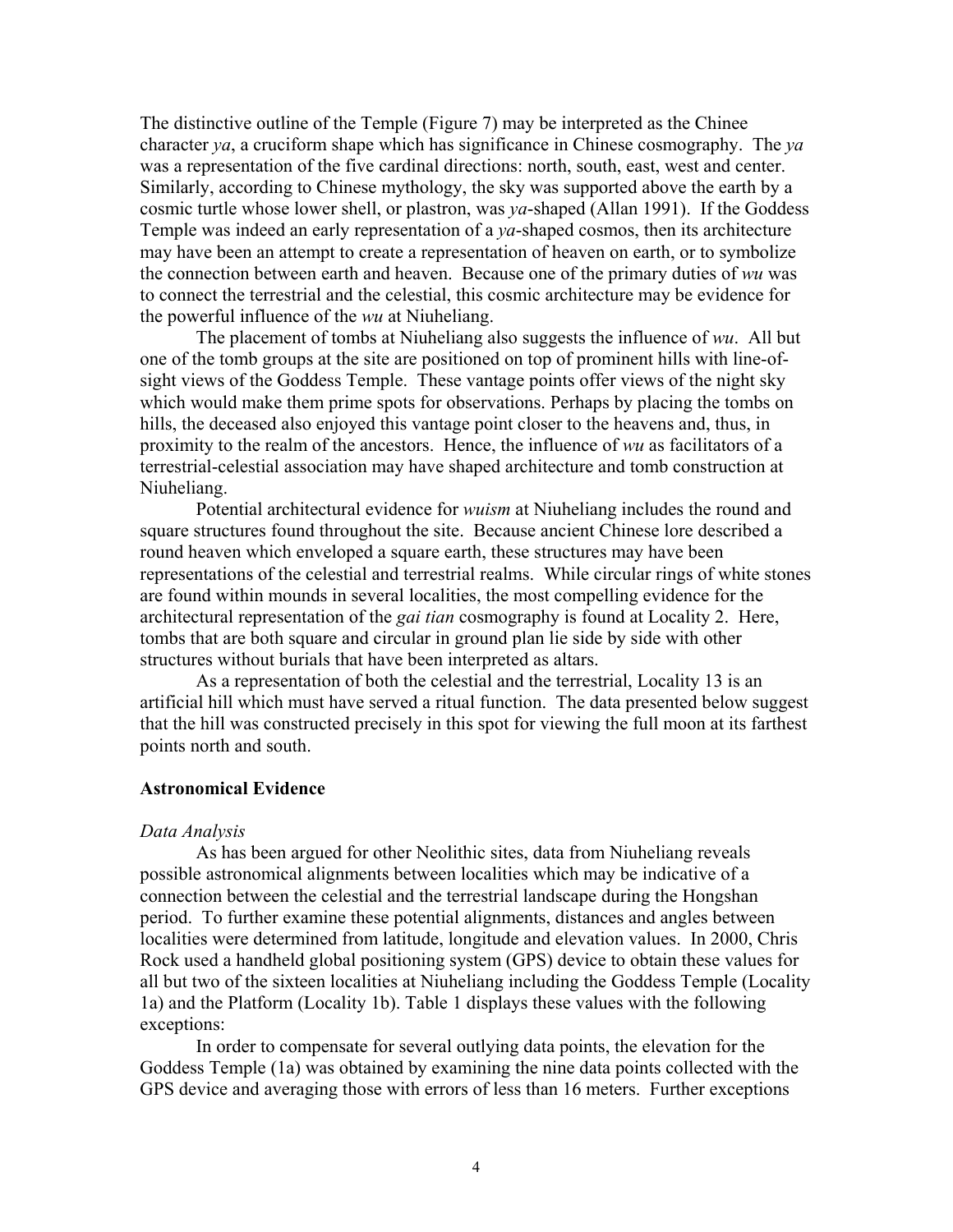The distinctive outline of the Temple (Figure 7) may be interpreted as the Chinee character *ya*, a cruciform shape which has significance in Chinese cosmography. The *ya* was a representation of the five cardinal directions: north, south, east, west and center. Similarly, according to Chinese mythology, the sky was supported above the earth by a cosmic turtle whose lower shell, or plastron, was *ya*-shaped (Allan 1991). If the Goddess Temple was indeed an early representation of a *ya*-shaped cosmos, then its architecture may have been an attempt to create a representation of heaven on earth, or to symbolize the connection between earth and heaven. Because one of the primary duties of *wu* was to connect the terrestrial and the celestial, this cosmic architecture may be evidence for the powerful influence of the *wu* at Niuheliang.

The placement of tombs at Niuheliang also suggests the influence of *wu*. All but one of the tomb groups at the site are positioned on top of prominent hills with line-of-sight views of the Goddess Temple. These vantage points offer views of the night sky which would make them prime spots for observations. Perhaps by placing the tombs on hills, the deceased also enjoyed this vantage point closer to the heavens and, thus, in proximity to the realm of the ancestors. Hence, the influence of *wu* as facilitators of a terrestrial-celestial association may have shaped architecture and tomb construction at Niuheliang.

Potential architectural evidence for *wuism* at Niuheliang includes the round and square structures found throughout the site. Because ancient Chinese lore described a round heaven which enveloped a square earth, these structures may have been representations of the celestial and terrestrial realms. While circular rings of white stones are found within mounds in several localities, the most compelling evidence for the architectural representation of the *gai tian* cosmography is found at Locality 2. Here, tombs that are both square and circular in ground plan lie side by side with other structures without burials that have been interpreted as altars.

As a representation of both the celestial and the terrestrial, Locality 13 is an artificial hill which must have served a ritual function. The data presented below suggest that the hill was constructed precisely in this spot for viewing the full moon at its farthest points north and south.

## Astronomical Evidence

### *Data Analysis*

As has been argued for other Neolithic sites, data from Niuheliang reveals possible astronomical alignments between localities which may be indicative of a connection between the celestial and the terrestrial landscape during the Hongshan period. To further examine these potential alignments, distances and angles between localities were determined from latitude, longitude and elevation values. In 2000, Chris Rock used a handheld global positioning system (GPS) device to obtain these values for all but two of the sixteen localities at Niuheliang including the Goddess Temple (Locality 1a) and the Platform (Locality 1b). Table 1 displays these values with the following exceptions:

In order to compensate for several outlying data points, the elevation for the Goddess Temple (1a) was obtained by examining the nine data points collected with the GPS device and averaging those with errors of less than 16 meters. Further exceptions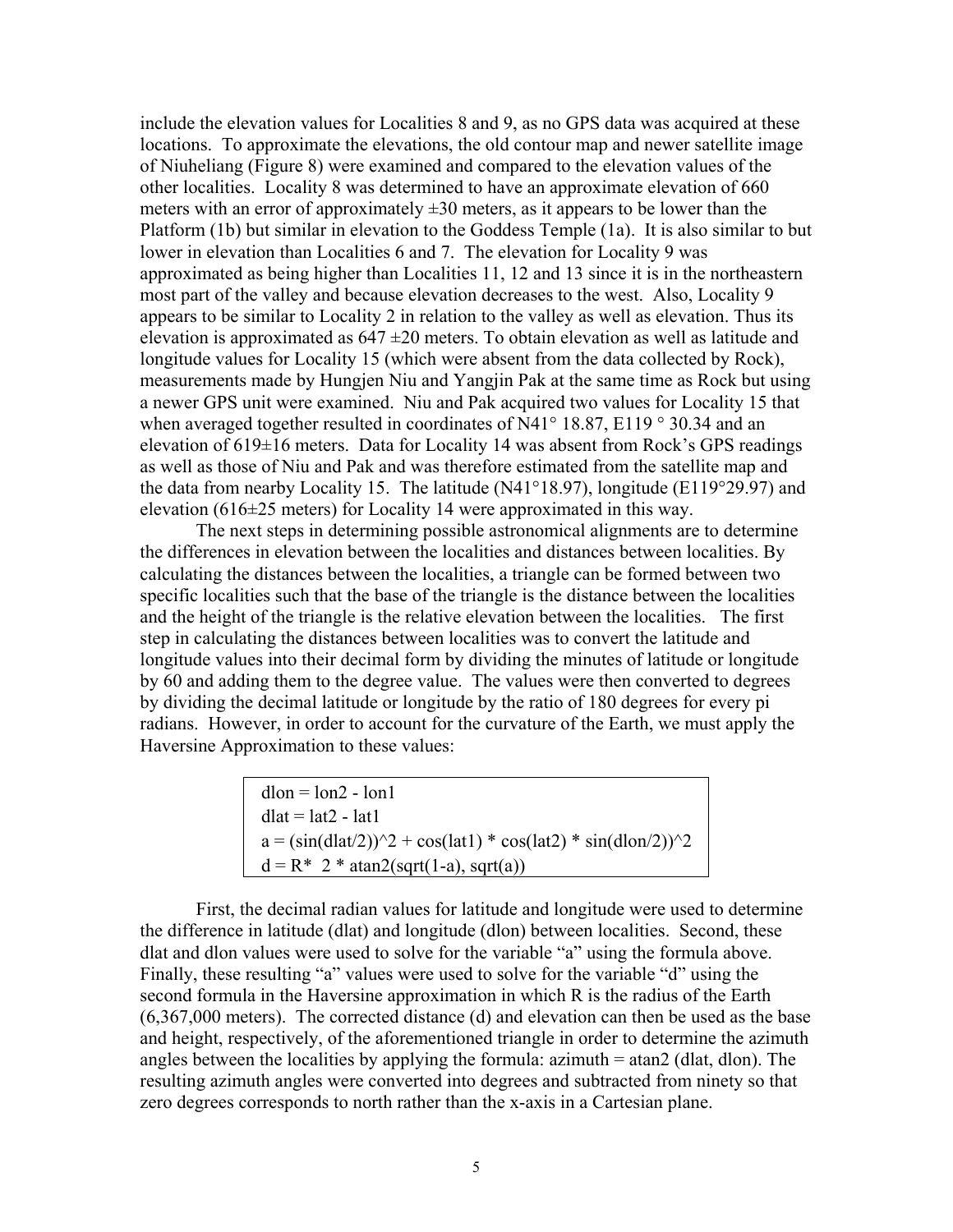include the elevation values for Localities 8 and 9, as no GPS data was acquired at these locations. To approximate the elevations, the old contour map and newer satellite image of Niuheliang (Figure 8) were examined and compared to the elevation values of the other localities. Locality 8 was determined to have an approximate elevation of 660 meters with an error of approximately ±30 meters, as it appears to be lower than the Platform (1b) but similar in elevation to the Goddess Temple (1a). It is also similar to but lower in elevation than Localities 6 and 7. The elevation for Locality 9 was approximated as being higher than Localities 11, 12 and 13 since it is in the northeastern most part of the valley and because elevation decreases to the west. Also, Locality 9 appears to be similar to Locality 2 in relation to the valley as well as elevation. Thus its elevation is approximated as 647 ±20 meters. To obtain elevation as well as latitude and longitude values for Locality 15 (which were absent from the data collected by Rock), measurements made by Hungjen Niu and Yangjin Pak at the same time as Rock but using a newer GPS unit were examined. Niu and Pak acquired two values for Locality 15 that when averaged together resulted in coordinates of N41° 18.87, E119 ° 30.34 and an elevation of 619±16 meters. Data for Locality 14 was absent from Rock's GPS readings as well as those of Niu and Pak and was therefore estimated from the satellite map and the data from nearby Locality 15. The latitude (N41°18.97), longitude (E119°29.97) and elevation (616±25 meters) for Locality 14 were approximated in this way.

The next steps in determining possible astronomical alignments are to determine the differences in elevation between the localities and distances between localities. By calculating the distances between the localities, a triangle can be formed between two specific localities such that the base of the triangle is the distance between the localities and the height of the triangle is the relative elevation between the localities. The first step in calculating the distances between localities was to convert the latitude and longitude values into their decimal form by dividing the minutes of latitude or longitude by 60 and adding them to the degree value. The values were then converted to degrees by dividing the decimal latitude or longitude by the ratio of 180 degrees for every pi radians. However, in order to account for the curvature of the Earth, we must apply the Haversine Approximation to these values:

```
dlon = lon2 - lon1
dlat = lat2 - lat1
a = (sin(dlat/2))^2 + cos(lat1) * cos(lat2) * sin(dlon/2))^2
d = R*  2 * atan2(sqrt(1-a), sqrt(a))
```

First, the decimal radian values for latitude and longitude were used to determine the difference in latitude (dlat) and longitude (dlon) between localities. Second, these dlat and dlon values were used to solve for the variable "a" using the formula above. Finally, these resulting "a" values were used to solve for the variable "d" using the second formula in the Haversine approximation in which R is the radius of the Earth (6,367,000 meters). The corrected distance (d) and elevation can then be used as the base and height, respectively, of the aforementioned triangle in order to determine the azimuth angles between the localities by applying the formula: azimuth = atan2 (dlat, dlon). The resulting azimuth angles were converted into degrees and subtracted from ninety so that zero degrees corresponds to north rather than the x-axis in a Cartesian plane.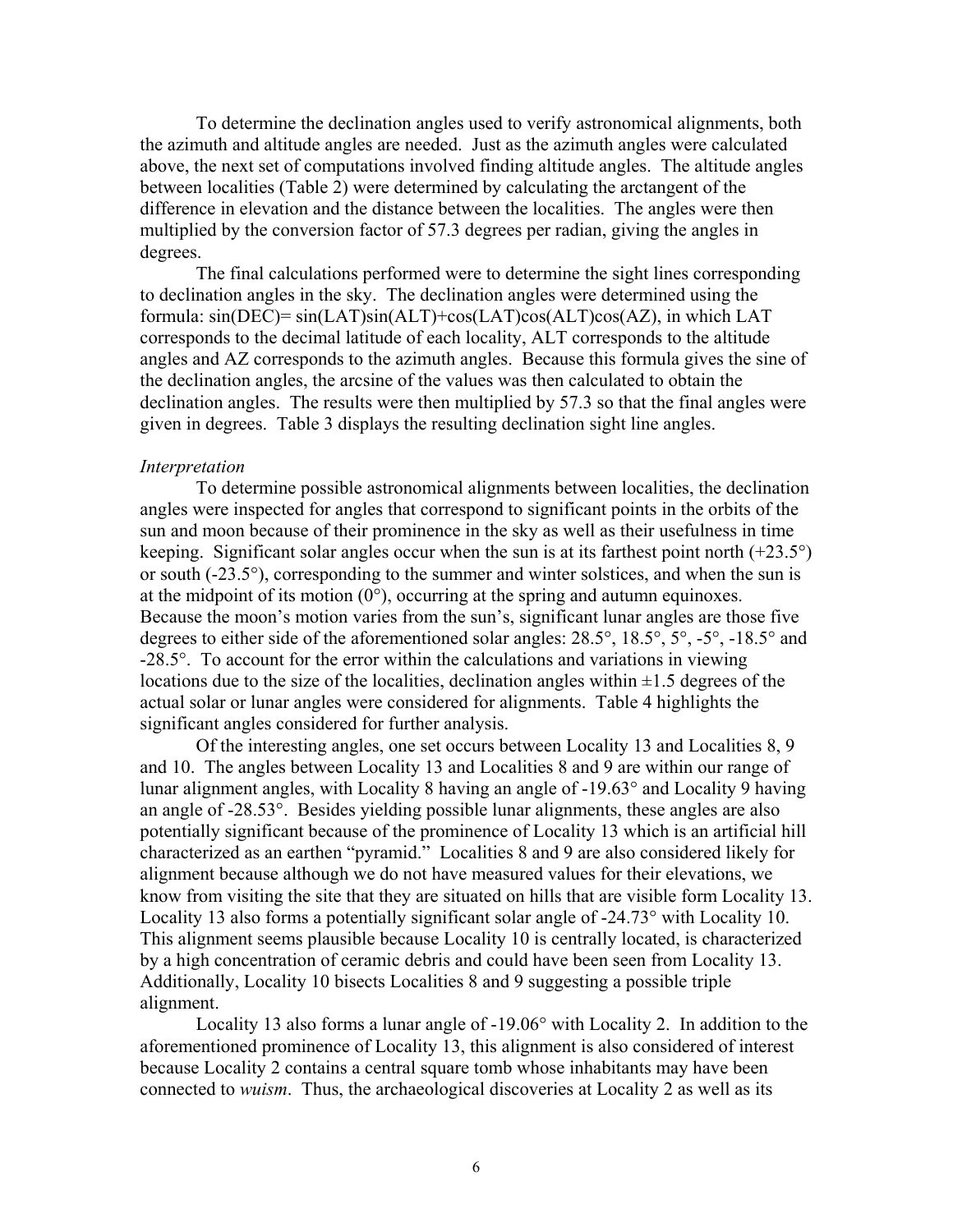To determine the declination angles used to verify astronomical alignments, both the azimuth and altitude angles are needed. Just as the azimuth angles were calculated above, the next set of computations involved finding altitude angles. The altitude angles between localities (Table 2) were determined by calculating the arctangent of the difference in elevation and the distance between the localities. The angles were then multiplied by the conversion factor of 57.3 degrees per radian, giving the angles in degrees.

The final calculations performed were to determine the sight lines corresponding to declination angles in the sky. The declination angles were determined using the formula: $\sin(DEC) = \sin(LAT)\sin(ALT) + \cos(LAT)\cos(ALT)\cos(AZ)$, in which LAT corresponds to the decimal latitude of each locality, ALT corresponds to the altitude angles and AZ corresponds to the azimuth angles. Because this formula gives the sine of the declination angles, the arcsine of the values was then calculated to obtain the declination angles. The results were then multiplied by 57.3 so that the final angles were given in degrees. Table 3 displays the resulting declination sight line angles.

*Interpretation*

To determine possible astronomical alignments between localities, the declination angles were inspected for angles that correspond to significant points in the orbits of the sun and moon because of their prominence in the sky as well as their usefulness in time keeping. Significant solar angles occur when the sun is at its farthest point north (+23.5°) or south (-23.5°), corresponding to the summer and winter solstices, and when the sun is at the midpoint of its motion (0°), occurring at the spring and autumn equinoxes. Because the moon's motion varies from the sun's, significant lunar angles are those five degrees to either side of the aforementioned solar angles: 28.5°, 18.5°, 5°, -5°, -18.5° and -28.5°. To account for the error within the calculations and variations in viewing locations due to the size of the localities, declination angles within ±1.5 degrees of the actual solar or lunar angles were considered for alignments. Table 4 highlights the significant angles considered for further analysis.

Of the interesting angles, one set occurs between Locality 13 and Localities 8, 9 and 10. The angles between Locality 13 and Localities 8 and 9 are within our range of lunar alignment angles, with Locality 8 having an angle of -19.63° and Locality 9 having an angle of -28.53°. Besides yielding possible lunar alignments, these angles are also potentially significant because of the prominence of Locality 13 which is an artificial hill characterized as an earthen "pyramid." Localities 8 and 9 are also considered likely for alignment because although we do not have measured values for their elevations, we know from visiting the site that they are situated on hills that are visible form Locality 13. Locality 13 also forms a potentially significant solar angle of -24.73° with Locality 10. This alignment seems plausible because Locality 10 is centrally located, is characterized by a high concentration of ceramic debris and could have been seen from Locality 13. Additionally, Locality 10 bisects Localities 8 and 9 suggesting a possible triple alignment.

Locality 13 also forms a lunar angle of -19.06° with Locality 2. In addition to the aforementioned prominence of Locality 13, this alignment is also considered of interest because Locality 2 contains a central square tomb whose inhabitants may have been connected to *wuism*. Thus, the archaeological discoveries at Locality 2 as well as its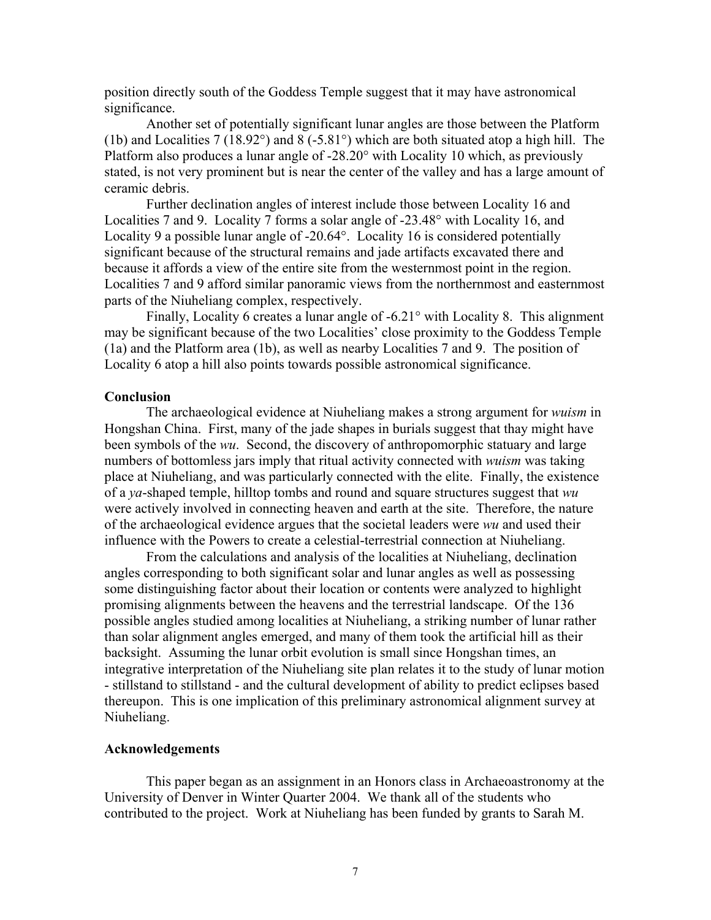position directly south of the Goddess Temple suggest that it may have astronomical significance.

Another set of potentially significant lunar angles are those between the Platform (1b) and Localities 7 (18.92°) and 8 (-5.81°) which are both situated atop a high hill. The Platform also produces a lunar angle of -28.20° with Locality 10 which, as previously stated, is not very prominent but is near the center of the valley and has a large amount of ceramic debris.

Further declination angles of interest include those between Locality 16 and Localities 7 and 9. Locality 7 forms a solar angle of -23.48° with Locality 16, and Locality 9 a possible lunar angle of -20.64°. Locality 16 is considered potentially significant because of the structural remains and jade artifacts excavated there and because it affords a view of the entire site from the westernmost point in the region. Localities 7 and 9 afford similar panoramic views from the northernmost and easternmost parts of the Niuheliang complex, respectively.

Finally, Locality 6 creates a lunar angle of -6.21° with Locality 8. This alignment may be significant because of the two Localities' close proximity to the Goddess Temple (1a) and the Platform area (1b), as well as nearby Localities 7 and 9. The position of Locality 6 atop a hill also points towards possible astronomical significance.

## Conclusion

The archaeological evidence at Niuheliang makes a strong argument for *wuism* in Hongshan China. First, many of the jade shapes in burials suggest that thay might have been symbols of the *wu*. Second, the discovery of anthropomorphic statuary and large numbers of bottomless jars imply that ritual activity connected with *wuism* was taking place at Niuheliang, and was particularly connected with the elite. Finally, the existence of a *ya*-shaped temple, hilltop tombs and round and square structures suggest that *wu* were actively involved in connecting heaven and earth at the site. Therefore, the nature of the archaeological evidence argues that the societal leaders were *wu* and used their influence with the Powers to create a celestial-terrestrial connection at Niuheliang.

From the calculations and analysis of the localities at Niuheliang, declination angles corresponding to both significant solar and lunar angles as well as possessing some distinguishing factor about their location or contents were analyzed to highlight promising alignments between the heavens and the terrestrial landscape. Of the 136 possible angles studied among localities at Niuheliang, a striking number of lunar rather than solar alignment angles emerged, and many of them took the artificial hill as their backsight. Assuming the lunar orbit evolution is small since Hongshan times, an integrative interpretation of the Niuheliang site plan relates it to the study of lunar motion - stillstand to stillstand - and the cultural development of ability to predict eclipses based thereupon. This is one implication of this preliminary astronomical alignment survey at Niuheliang.

## Acknowledgements

This paper began as an assignment in an Honors class in Archaeoastronomy at the University of Denver in Winter Quarter 2004. We thank all of the students who contributed to the project. Work at Niuheliang has been funded by grants to Sarah M.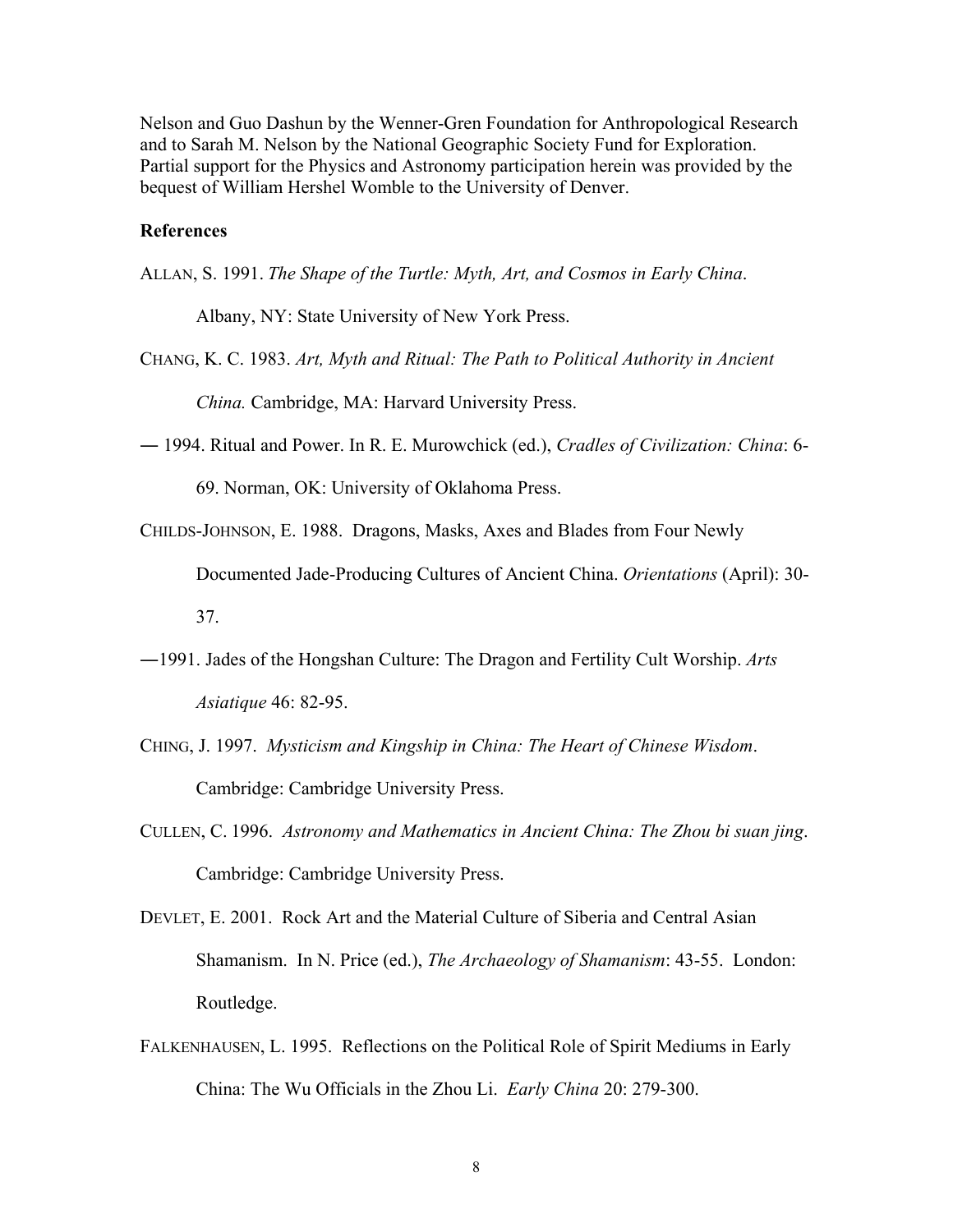Nelson and Guo Dashun by the Wenner-Gren Foundation for Anthropological Research and to Sarah M. Nelson by the National Geographic Society Fund for Exploration. Partial support for the Physics and Astronomy participation herein was provided by the bequest of William Hershel Womble to the University of Denver.

## References

ALLAN, S. 1991. *The Shape of the Turtle: Myth, Art, and Cosmos in Early China*. Albany, NY: State University of New York Press.

CHANG, K. C. 1983. *Art, Myth and Ritual: The Path to Political Authority in Ancient China.* Cambridge, MA: Harvard University Press.

― 1994. Ritual and Power. In R. E. Murowchick (ed.), *Cradles of Civilization: China*: 6-69. Norman, OK: University of Oklahoma Press.

CHILDS-JOHNSON, E. 1988. Dragons, Masks, Axes and Blades from Four Newly Documented Jade-Producing Cultures of Ancient China. *Orientations* (April): 30-37.

―1991. Jades of the Hongshan Culture: The Dragon and Fertility Cult Worship. *Arts Asiatique* 46: 82-95.

CHING, J. 1997. *Mysticism and Kingship in China: The Heart of Chinese Wisdom*. Cambridge: Cambridge University Press.

CULLEN, C. 1996. *Astronomy and Mathematics in Ancient China: The Zhou bi suan jing*. Cambridge: Cambridge University Press.

DEVLET, E. 2001. Rock Art and the Material Culture of Siberia and Central Asian Shamanism. In N. Price (ed.), *The Archaeology of Shamanism*: 43-55. London: Routledge.

FALKENHAUSEN, L. 1995. Reflections on the Political Role of Spirit Mediums in Early China: The Wu Officials in the Zhou Li. *Early China* 20: 279-300.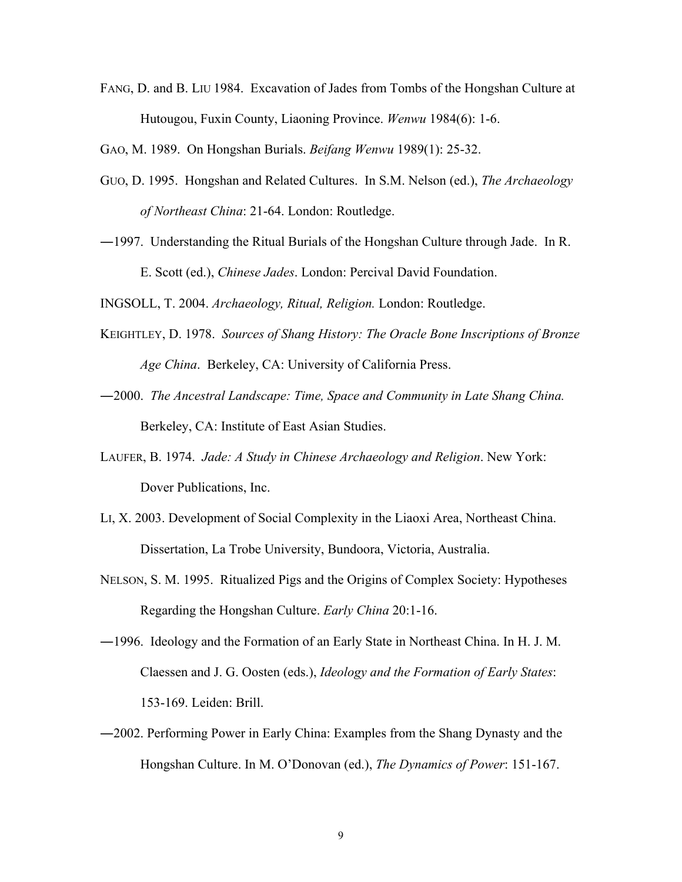FANG, D. and B. LIU 1984. Excavation of Jades from Tombs of the Hongshan Culture at Hutougou, Fuxin County, Liaoning Province. *Wenwu* 1984(6): 1-6.

GAO, M. 1989. On Hongshan Burials. *Beifang Wenwu* 1989(1): 25-32.

GUO, D. 1995. Hongshan and Related Cultures. In S.M. Nelson (ed.), *The Archaeology of Northeast China*: 21-64. London: Routledge.

―1997. Understanding the Ritual Burials of the Hongshan Culture through Jade. In R. E. Scott (ed.), *Chinese Jades*. London: Percival David Foundation.

INGSOLL, T. 2004. *Archaeology, Ritual, Religion.* London: Routledge.

KEIGHTLEY, D. 1978. *Sources of Shang History: The Oracle Bone Inscriptions of Bronze Age China*. Berkeley, CA: University of California Press.

―2000. *The Ancestral Landscape: Time, Space and Community in Late Shang China.* Berkeley, CA: Institute of East Asian Studies.

LAUFER, B. 1974. *Jade: A Study in Chinese Archaeology and Religion*. New York: Dover Publications, Inc.

LI, X. 2003. Development of Social Complexity in the Liaoxi Area, Northeast China. Dissertation, La Trobe University, Bundoora, Victoria, Australia.

NELSON, S. M. 1995. Ritualized Pigs and the Origins of Complex Society: Hypotheses Regarding the Hongshan Culture. *Early China* 20:1-16.

―1996. Ideology and the Formation of an Early State in Northeast China. In H. J. M. Claessen and J. G. Oosten (eds.), *Ideology and the Formation of Early States*: 153-169. Leiden: Brill.

―2002. Performing Power in Early China: Examples from the Shang Dynasty and the Hongshan Culture. In M. O'Donovan (ed.), *The Dynamics of Power*: 151-167.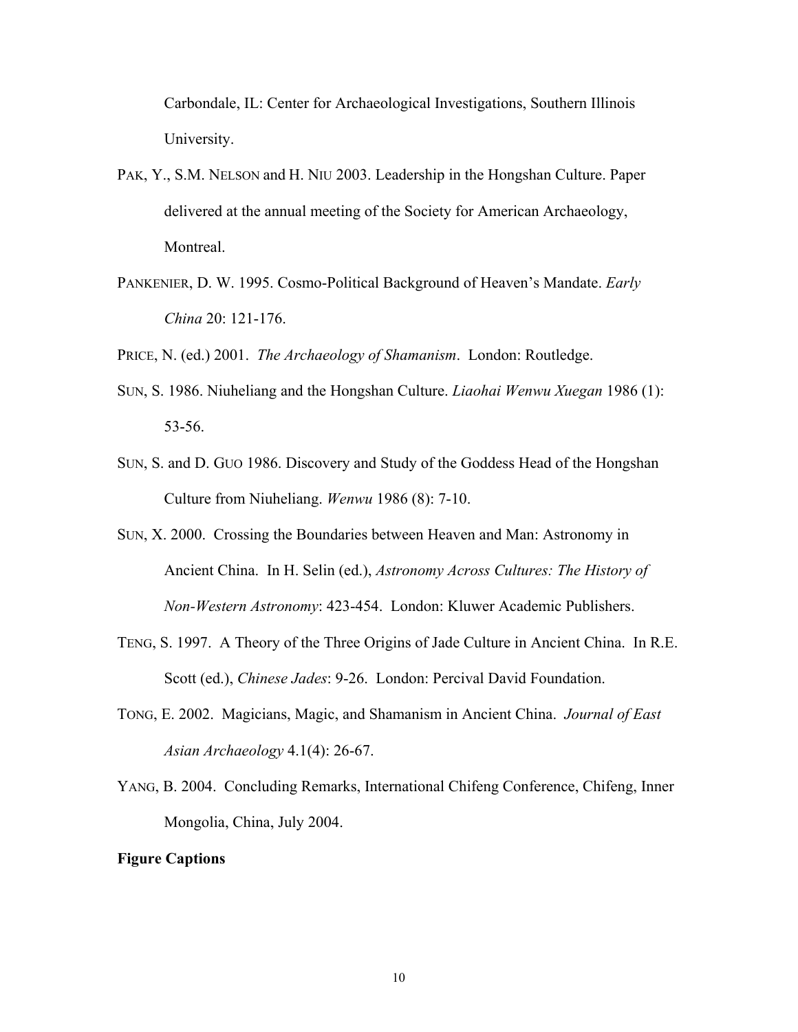Carbondale, IL: Center for Archaeological Investigations, Southern Illinois University.

PAK, Y., S.M. NELSON and H. NIU 2003. Leadership in the Hongshan Culture. Paper delivered at the annual meeting of the Society for American Archaeology, Montreal.

PANKENIER, D. W. 1995. Cosmo-Political Background of Heaven's Mandate. *Early China* 20: 121-176.

PRICE, N. (ed.) 2001. *The Archaeology of Shamanism*. London: Routledge.

SUN, S. 1986. Niuheliang and the Hongshan Culture. *Liaohai Wenwu Xuegan* 1986 (1): 53-56.

SUN, S. and D. GUO 1986. Discovery and Study of the Goddess Head of the Hongshan Culture from Niuheliang. *Wenwu* 1986 (8): 7-10.

SUN, X. 2000. Crossing the Boundaries between Heaven and Man: Astronomy in Ancient China. In H. Selin (ed.), *Astronomy Across Cultures: The History of Non-Western Astronomy*: 423-454. London: Kluwer Academic Publishers.

TENG, S. 1997. A Theory of the Three Origins of Jade Culture in Ancient China. In R.E. Scott (ed.), *Chinese Jades*: 9-26. London: Percival David Foundation.

TONG, E. 2002. Magicians, Magic, and Shamanism in Ancient China. *Journal of East Asian Archaeology* 4.1(4): 26-67.

YANG, B. 2004. Concluding Remarks, International Chifeng Conference, Chifeng, Inner Mongolia, China, July 2004.

**Figure Captions**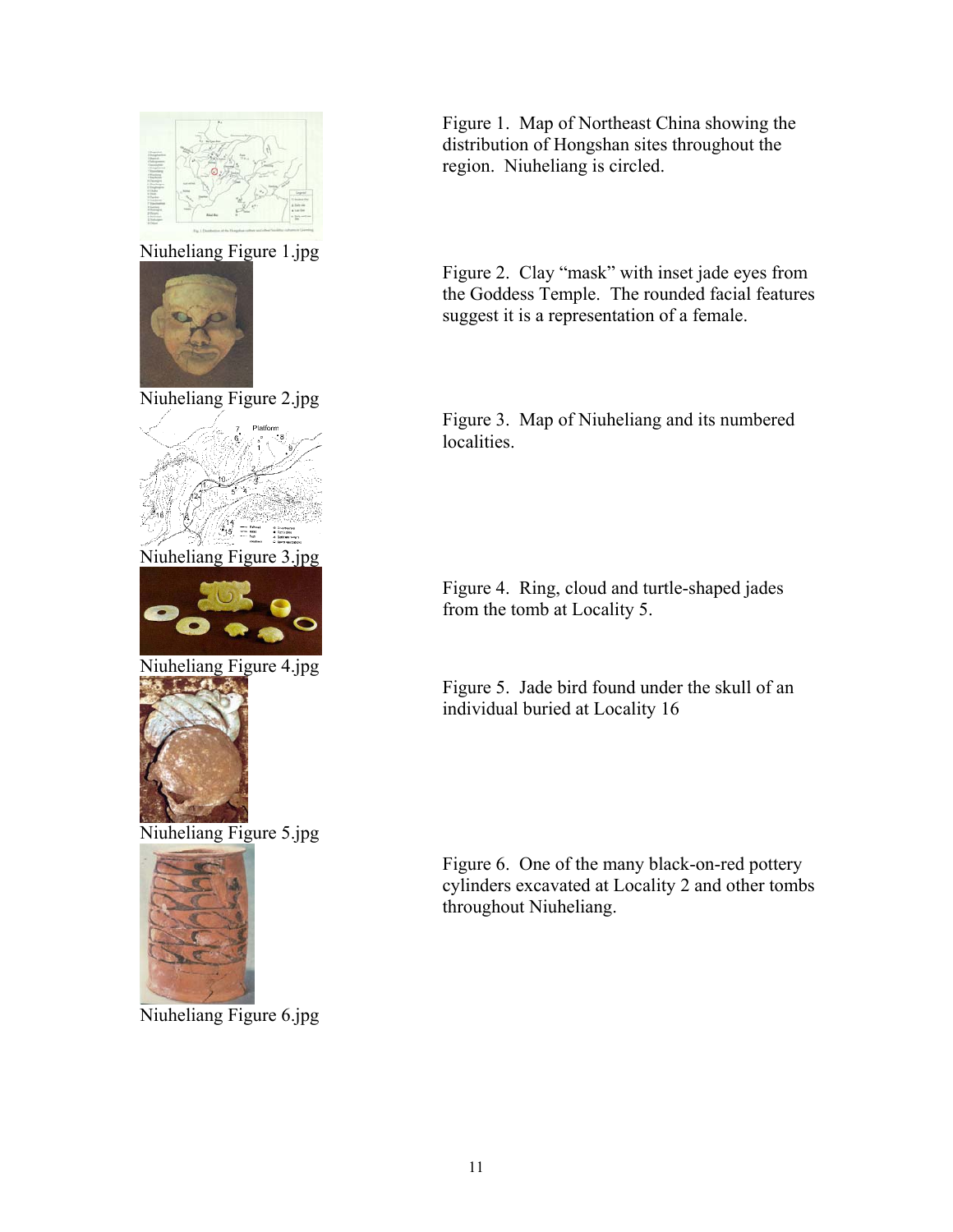Niuheliang Figure 1.jpg

Figure 1. Map of Northeast China showing the distribution of Hongshan sites throughout the region. Niuheliang is circled.

Niuheliang Figure 2.jpg

Figure 2. Clay "mask" with inset jade eyes from the Goddess Temple. The rounded facial features suggest it is a representation of a female.

Niuheliang Figure 3.jpg

Figure 3. Map of Niuheliang and its numbered localities.

Niuheliang Figure 4.jpg

Figure 4. Ring, cloud and turtle-shaped jades from the tomb at Locality 5.

Niuheliang Figure 5.jpg

Figure 5. Jade bird found under the skull of an individual buried at Locality 16

Niuheliang Figure 6.jpg

Figure 6. One of the many black-on-red pottery cylinders excavated at Locality 2 and other tombs throughout Niuheliang.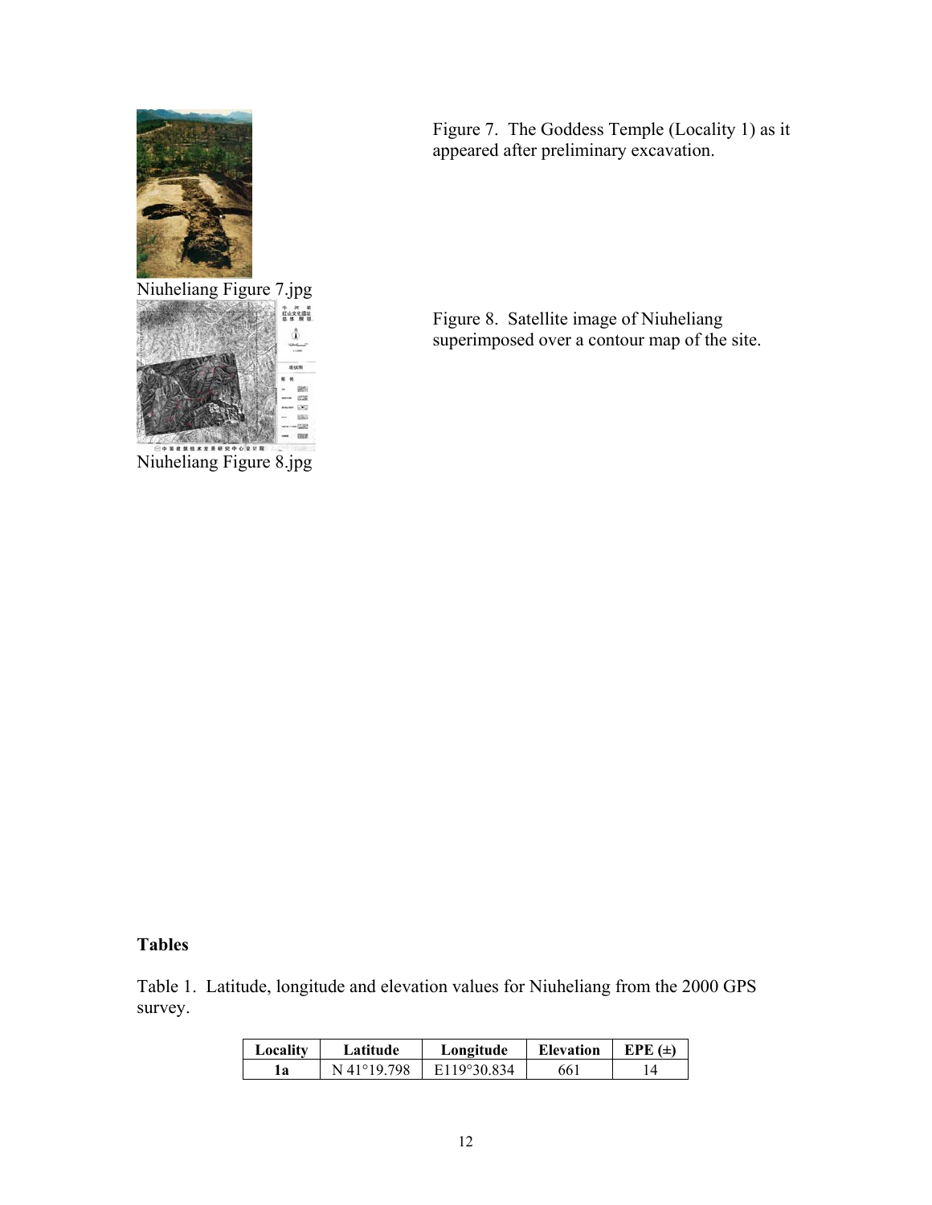Niuheliang Figure 7.jpg

Figure 7. The Goddess Temple (Locality 1) as it appeared after preliminary excavation.

Niuheliang Figure 8.jpg

Figure 8. Satellite image of Niuheliang superimposed over a contour map of the site.

## Tables

Table 1. Latitude, longitude and elevation values for Niuheliang from the 2000 GPS survey.

| Locality | Latitude | Longitude | Elevation | EPE (±) |
|---|---|---|---|---|
| **1a** | N 41°19.798 | E119°30.834 | 661 | 14 |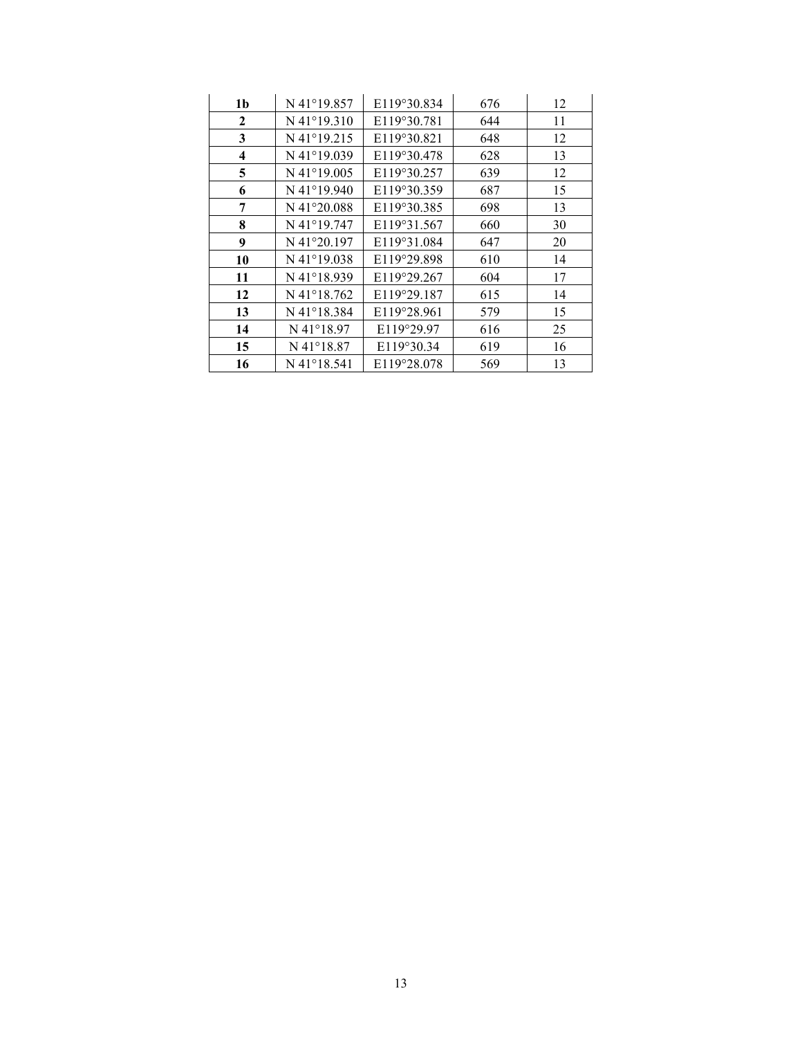| | | | | |
|---|---|---|---|---|
| **1b** | N 41°19.857 | E119°30.834 | 676 | 12 |
| **2** | N 41°19.310 | E119°30.781 | 644 | 11 |
| **3** | N 41°19.215 | E119°30.821 | 648 | 12 |
| **4** | N 41°19.039 | E119°30.478 | 628 | 13 |
| **5** | N 41°19.005 | E119°30.257 | 639 | 12 |
| **6** | N 41°19.940 | E119°30.359 | 687 | 15 |
| **7** | N 41°20.088 | E119°30.385 | 698 | 13 |
| **8** | N 41°19.747 | E119°31.567 | 660 | 30 |
| **9** | N 41°20.197 | E119°31.084 | 647 | 20 |
| **10** | N 41°19.038 | E119°29.898 | 610 | 14 |
| **11** | N 41°18.939 | E119°29.267 | 604 | 17 |
| **12** | N 41°18.762 | E119°29.187 | 615 | 14 |
| **13** | N 41°18.384 | E119°28.961 | 579 | 15 |
| **14** | N 41°18.97 | E119°29.97 | 616 | 25 |
| **15** | N 41°18.87 | E119°30.34 | 619 | 16 |
| **16** | N 41°18.541 | E119°28.078 | 569 | 13 |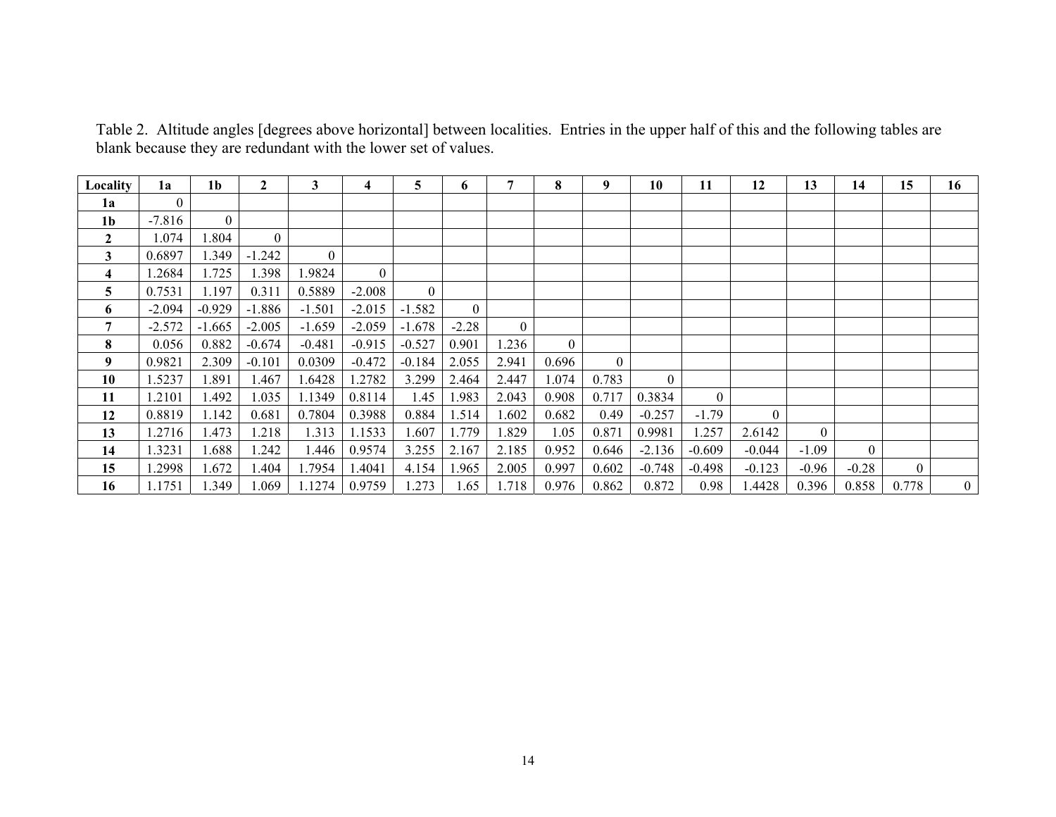Table 2. Altitude angles [degrees above horizontal] between localities. Entries in the upper half of this and the following tables are blank because they are redundant with the lower set of values.

| Locality | 1a | 1b | 2 | 3 | 4 | 5 | 6 | 7 | 8 | 9 | 10 | 11 | 12 | 13 | 14 | 15 | 16 |
|---|---|---|---|---|---|---|---|---|---|---|---|---|---|---|---|---|---|
| **1a** | 0 | | | | | | | | | | | | | | | | |
| **1b** | -7.816 | 0 | | | | | | | | | | | | | | | |
| **2** | 1.074 | 1.804 | 0 | | | | | | | | | | | | | | |
| **3** | 0.6897 | 1.349 | -1.242 | 0 | | | | | | | | | | | | | |
| **4** | 1.2684 | 1.725 | 1.398 | 1.9824 | 0 | | | | | | | | | | | | |
| **5** | 0.7531 | 1.197 | 0.311 | 0.5889 | -2.008 | 0 | | | | | | | | | | | |
| **6** | -2.094 | -0.929 | -1.886 | -1.501 | -2.015 | -1.582 | 0 | | | | | | | | | | |
| **7** | -2.572 | -1.665 | -2.005 | -1.659 | -2.059 | -1.678 | -2.28 | 0 | | | | | | | | | |
| **8** | 0.056 | 0.882 | -0.674 | -0.481 | -0.915 | -0.527 | 0.901 | 1.236 | 0 | | | | | | | | |
| **9** | 0.9821 | 2.309 | -0.101 | 0.0309 | -0.472 | -0.184 | 2.055 | 2.941 | 0.696 | 0 | | | | | | | |
| **10** | 1.5237 | 1.891 | 1.467 | 1.6428 | 1.2782 | 3.299 | 2.464 | 2.447 | 1.074 | 0.783 | 0 | | | | | | |
| **11** | 1.2101 | 1.492 | 1.035 | 1.1349 | 0.8114 | 1.45 | 1.983 | 2.043 | 0.908 | 0.717 | 0.3834 | 0 | | | | | |
| **12** | 0.8819 | 1.142 | 0.681 | 0.7804 | 0.3988 | 0.884 | 1.514 | 1.602 | 0.682 | 0.49 | -0.257 | -1.79 | 0 | | | | |
| **13** | 1.2716 | 1.473 | 1.218 | 1.313 | 1.1533 | 1.607 | 1.779 | 1.829 | 1.05 | 0.871 | 0.9981 | 1.257 | 2.6142 | 0 | | | |
| **14** | 1.3231 | 1.688 | 1.242 | 1.446 | 0.9574 | 3.255 | 2.167 | 2.185 | 0.952 | 0.646 | -2.136 | -0.609 | -0.044 | -1.09 | 0 | | |
| **15** | 1.2998 | 1.672 | 1.404 | 1.7954 | 1.4041 | 4.154 | 1.965 | 2.005 | 0.997 | 0.602 | -0.748 | -0.498 | -0.123 | -0.96 | -0.28 | 0 | |
| **16** | 1.1751 | 1.349 | 1.069 | 1.1274 | 0.9759 | 1.273 | 1.65 | 1.718 | 0.976 | 0.862 | 0.872 | 0.98 | 1.4428 | 0.396 | 0.858 | 0.778 | 0 |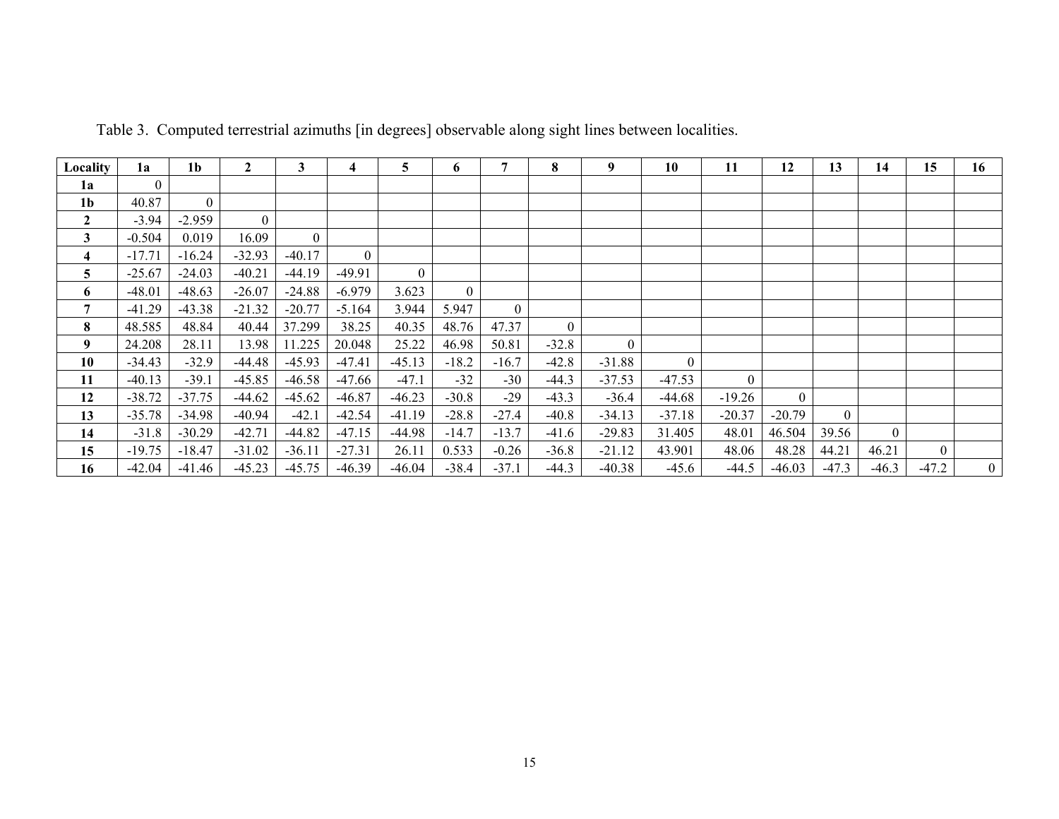Table 3. Computed terrestrial azimuths [in degrees] observable along sight lines between localities.

| Locality | 1a | 1b | 2 | 3 | 4 | 5 | 6 | 7 | 8 | 9 | 10 | 11 | 12 | 13 | 14 | 15 | 16 |
|---|---|---|---|---|---|---|---|---|---|---|---|---|---|---|---|---|---|
| **1a** | 0 | | | | | | | | | | | | | | | | |
| **1b** | 40.87 | 0 | | | | | | | | | | | | | | | |
| **2** | -3.94 | -2.959 | 0 | | | | | | | | | | | | | | |
| **3** | -0.504 | 0.019 | 16.09 | 0 | | | | | | | | | | | | | |
| **4** | -17.71 | -16.24 | -32.93 | -40.17 | 0 | | | | | | | | | | | | |
| **5** | -25.67 | -24.03 | -40.21 | -44.19 | -49.91 | 0 | | | | | | | | | | | |
| **6** | -48.01 | -48.63 | -26.07 | -24.88 | -6.979 | 3.623 | 0 | | | | | | | | | | |
| **7** | -41.29 | -43.38 | -21.32 | -20.77 | -5.164 | 3.944 | 5.947 | 0 | | | | | | | | | |
| **8** | 48.585 | 48.84 | 40.44 | 37.299 | 38.25 | 40.35 | 48.76 | 47.37 | 0 | | | | | | | | |
| **9** | 24.208 | 28.11 | 13.98 | 11.225 | 20.048 | 25.22 | 46.98 | 50.81 | -32.8 | 0 | | | | | | | |
| **10** | -34.43 | -32.9 | -44.48 | -45.93 | -47.41 | -45.13 | -18.2 | -16.7 | -42.8 | -31.88 | 0 | | | | | | |
| **11** | -40.13 | -39.1 | -45.85 | -46.58 | -47.66 | -47.1 | -32 | -30 | -44.3 | -37.53 | -47.53 | 0 | | | | | |
| **12** | -38.72 | -37.75 | -44.62 | -45.62 | -46.87 | -46.23 | -30.8 | -29 | -43.3 | -36.4 | -44.68 | -19.26 | 0 | | | | |
| **13** | -35.78 | -34.98 | -40.94 | -42.1 | -42.54 | -41.19 | -28.8 | -27.4 | -40.8 | -34.13 | -37.18 | -20.37 | -20.79 | 0 | | | |
| **14** | -31.8 | -30.29 | -42.71 | -44.82 | -47.15 | -44.98 | -14.7 | -13.7 | -41.6 | -29.83 | 31.405 | 48.01 | 46.504 | 39.56 | 0 | | |
| **15** | -19.75 | -18.47 | -31.02 | -36.11 | -27.31 | 26.11 | 0.533 | -0.26 | -36.8 | -21.12 | 43.901 | 48.06 | 48.28 | 44.21 | 46.21 | 0 | |
| **16** | -42.04 | -41.46 | -45.23 | -45.75 | -46.39 | -46.04 | -38.4 | -37.1 | -44.3 | -40.38 | -45.6 | -44.5 | -46.03 | -47.3 | -46.3 | -47.2 | 0 |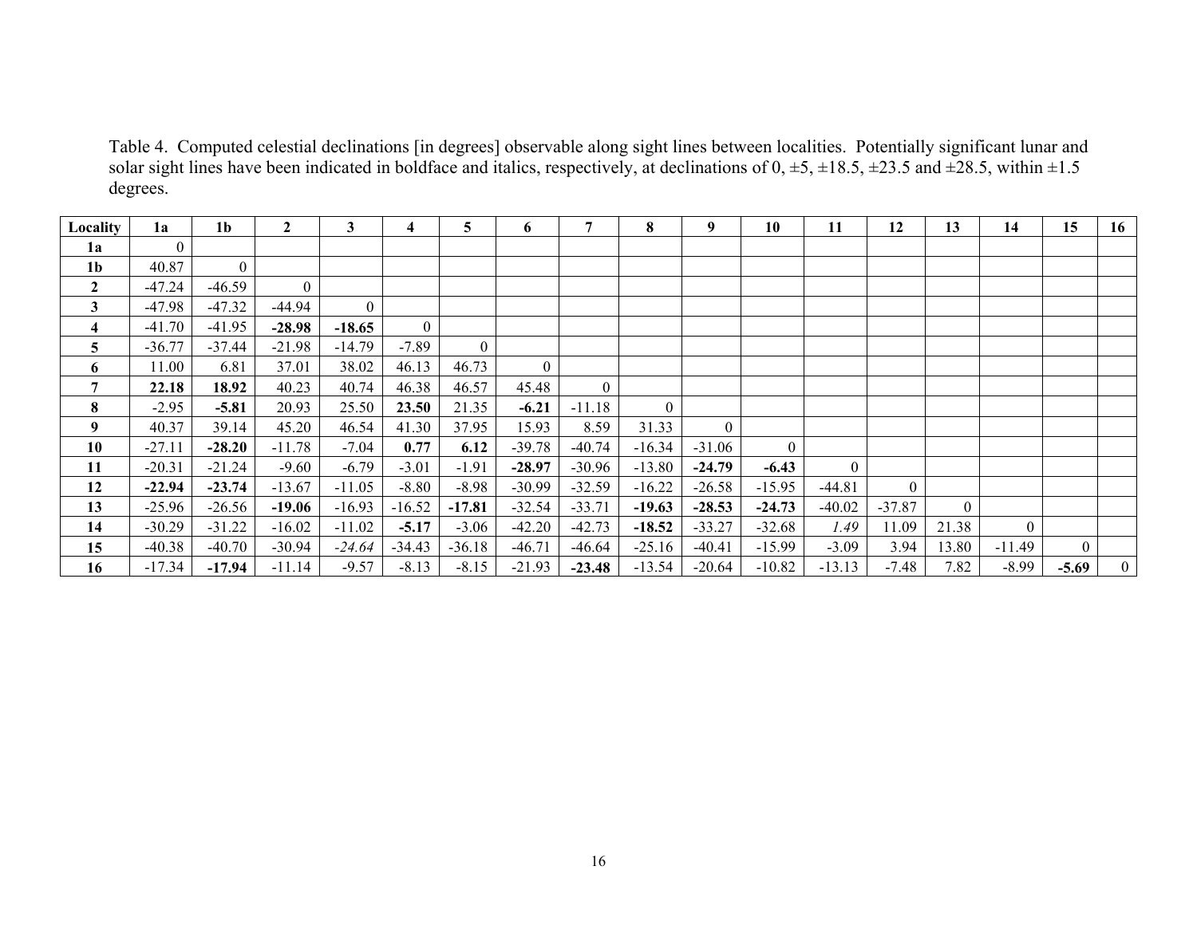Table 4. Computed celestial declinations [in degrees] observable along sight lines between localities. Potentially significant lunar and solar sight lines have been indicated in boldface and italics, respectively, at declinations of 0, ±5, ±18.5, ±23.5 and ±28.5, within ±1.5 degrees.

| Locality | 1a | 1b | 2 | 3 | 4 | 5 | 6 | 7 | 8 | 9 | 10 | 11 | 12 | 13 | 14 | 15 | 16 |
|---|---|---|---|---|---|---|---|---|---|---|---|---|---|---|---|---|---|
| **1a** | 0 | | | | | | | | | | | | | | | | |
| **1b** | 40.87 | 0 | | | | | | | | | | | | | | | |
| **2** | -47.24 | -46.59 | 0 | | | | | | | | | | | | | | |
| **3** | -47.98 | -47.32 | -44.94 | 0 | | | | | | | | | | | | | |
| **4** | -41.70 | -41.95 | **-28.98** | **-18.65** | 0 | | | | | | | | | | | | |
| **5** | -36.77 | -37.44 | -21.98 | -14.79 | -7.89 | 0 | | | | | | | | | | | |
| **6** | 11.00 | 6.81 | 37.01 | 38.02 | 46.13 | 46.73 | 0 | | | | | | | | | | |
| **7** | **22.18** | **18.92** | 40.23 | 40.74 | 46.38 | 46.57 | 45.48 | 0 | | | | | | | | | |
| **8** | -2.95 | **-5.81** | 20.93 | 25.50 | **23.50** | 21.35 | **-6.21** | -11.18 | 0 | | | | | | | | |
| **9** | 40.37 | 39.14 | 45.20 | 46.54 | 41.30 | 37.95 | 15.93 | 8.59 | 31.33 | 0 | | | | | | | |
| **10** | -27.11 | **-28.20** | -11.78 | -7.04 | **0.77** | **6.12** | -39.78 | -40.74 | -16.34 | -31.06 | 0 | | | | | | |
| **11** | -20.31 | -21.24 | -9.60 | -6.79 | -3.01 | -1.91 | **-28.97** | -30.96 | -13.80 | **-24.79** | **-6.43** | 0 | | | | | |
| **12** | **-22.94** | **-23.74** | -13.67 | -11.05 | -8.80 | -8.98 | -30.99 | -32.59 | -16.22 | -26.58 | -15.95 | -44.81 | 0 | | | | |
| **13** | -25.96 | -26.56 | **-19.06** | -16.93 | -16.52 | **-17.81** | -32.54 | -33.71 | **-19.63** | **-28.53** | **-24.73** | -40.02 | -37.87 | 0 | | | |
| **14** | -30.29 | -31.22 | -16.02 | -11.02 | **-5.17** | -3.06 | -42.20 | -42.73 | **-18.52** | -33.27 | -32.68 | *1.49* | 11.09 | 21.38 | 0 | | |
| **15** | -40.38 | -40.70 | -30.94 | *-24.64* | -34.43 | -36.18 | -46.71 | -46.64 | -25.16 | -40.41 | -15.99 | -3.09 | 3.94 | 13.80 | -11.49 | 0 | |
| **16** | -17.34 | **-17.94** | -11.14 | -9.57 | -8.13 | -8.15 | -21.93 | **-23.48** | -13.54 | -20.64 | -10.82 | -13.13 | -7.48 | 7.82 | -8.99 | **-5.69** | 0 |